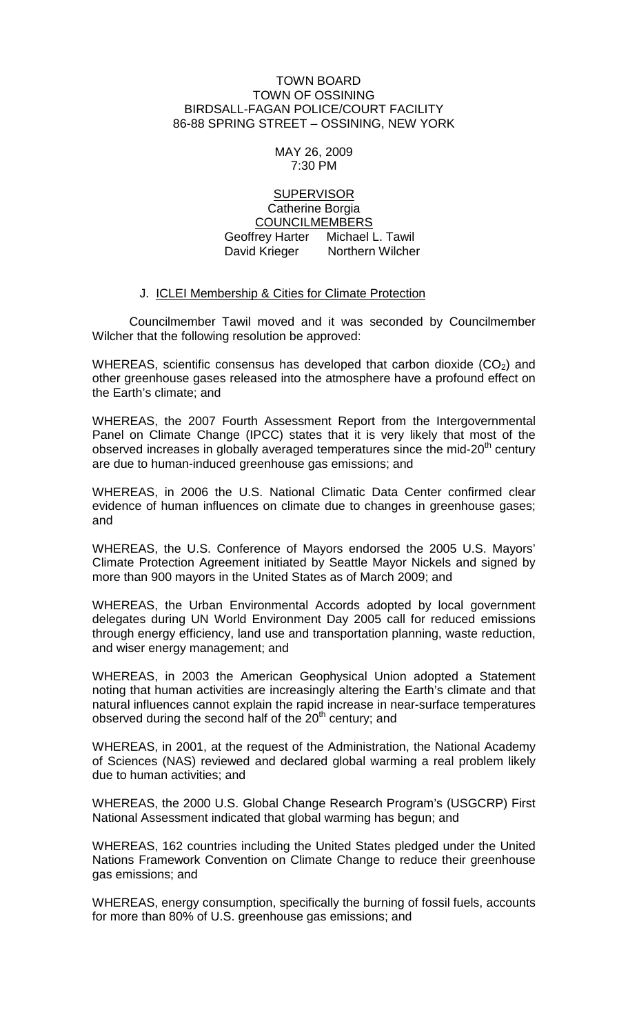TOWN BOARD
TOWN OF OSSINING
BIRDSALL-FAGAN POLICE/COURT FACILITY
86-88 SPRING STREET – OSSINING, NEW YORK

MAY 26, 2009
7:30 PM

SUPERVISOR
Catherine Borgia
COUNCILMEMBERS
Geoffrey Harter Michael L. Tawil
David Krieger Northern Wilcher

J. ICLEI Membership & Cities for Climate Protection

Councilmember Tawil moved and it was seconded by Councilmember Wilcher that the following resolution be approved:

WHEREAS, scientific consensus has developed that carbon dioxide ($CO_2$) and other greenhouse gases released into the atmosphere have a profound effect on the Earth's climate; and

WHEREAS, the 2007 Fourth Assessment Report from the Intergovernmental Panel on Climate Change (IPCC) states that it is very likely that most of the observed increases in globally averaged temperatures since the mid-20th century are due to human-induced greenhouse gas emissions; and

WHEREAS, in 2006 the U.S. National Climatic Data Center confirmed clear evidence of human influences on climate due to changes in greenhouse gases; and

WHEREAS, the U.S. Conference of Mayors endorsed the 2005 U.S. Mayors' Climate Protection Agreement initiated by Seattle Mayor Nickels and signed by more than 900 mayors in the United States as of March 2009; and

WHEREAS, the Urban Environmental Accords adopted by local government delegates during UN World Environment Day 2005 call for reduced emissions through energy efficiency, land use and transportation planning, waste reduction, and wiser energy management; and

WHEREAS, in 2003 the American Geophysical Union adopted a Statement noting that human activities are increasingly altering the Earth's climate and that natural influences cannot explain the rapid increase in near-surface temperatures observed during the second half of the 20th century; and

WHEREAS, in 2001, at the request of the Administration, the National Academy of Sciences (NAS) reviewed and declared global warming a real problem likely due to human activities; and

WHEREAS, the 2000 U.S. Global Change Research Program's (USGCRP) First National Assessment indicated that global warming has begun; and

WHEREAS, 162 countries including the United States pledged under the United Nations Framework Convention on Climate Change to reduce their greenhouse gas emissions; and

WHEREAS, energy consumption, specifically the burning of fossil fuels, accounts for more than 80% of U.S. greenhouse gas emissions; and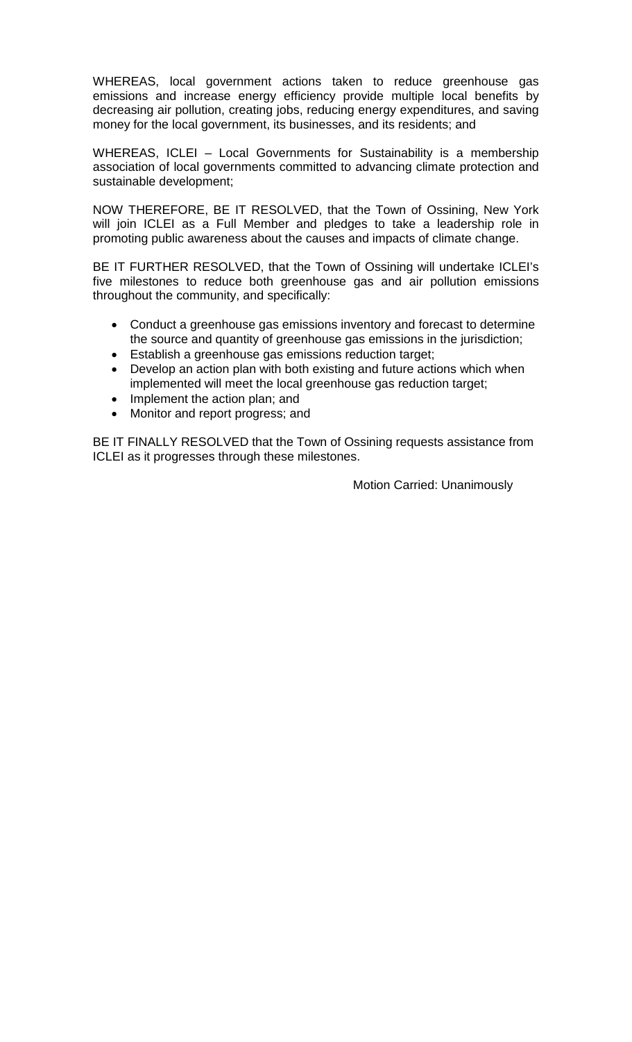WHEREAS, local government actions taken to reduce greenhouse gas emissions and increase energy efficiency provide multiple local benefits by decreasing air pollution, creating jobs, reducing energy expenditures, and saving money for the local government, its businesses, and its residents; and

WHEREAS, ICLEI – Local Governments for Sustainability is a membership association of local governments committed to advancing climate protection and sustainable development;

NOW THEREFORE, BE IT RESOLVED, that the Town of Ossining, New York will join ICLEI as a Full Member and pledges to take a leadership role in promoting public awareness about the causes and impacts of climate change.

BE IT FURTHER RESOLVED, that the Town of Ossining will undertake ICLEI's five milestones to reduce both greenhouse gas and air pollution emissions throughout the community, and specifically:

- Conduct a greenhouse gas emissions inventory and forecast to determine the source and quantity of greenhouse gas emissions in the jurisdiction;
- Establish a greenhouse gas emissions reduction target;
- Develop an action plan with both existing and future actions which when implemented will meet the local greenhouse gas reduction target;
- Implement the action plan; and
- Monitor and report progress; and

BE IT FINALLY RESOLVED that the Town of Ossining requests assistance from ICLEI as it progresses through these milestones.

Motion Carried: Unanimously